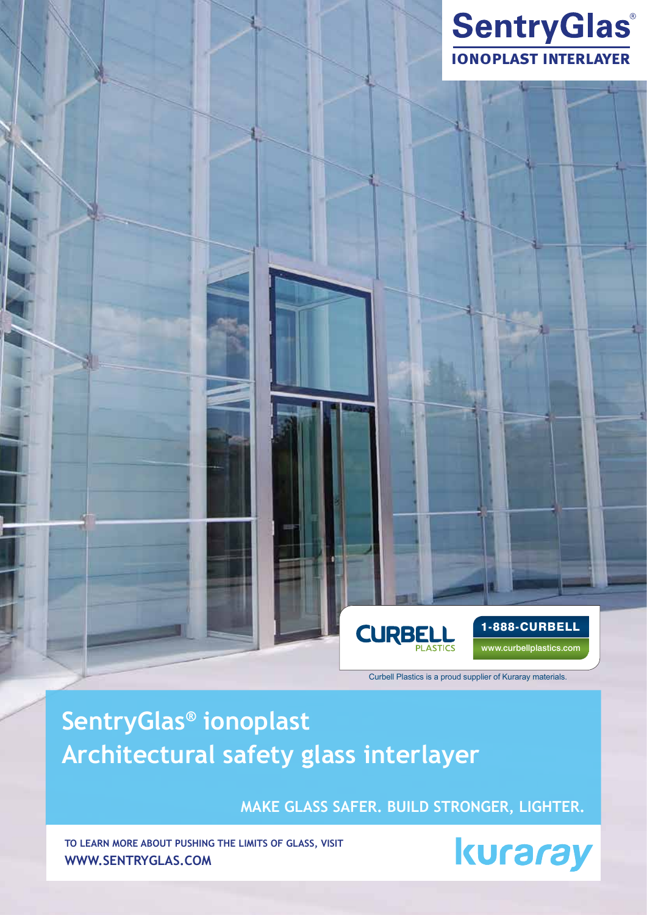# SentryGlas®

**IONOPLAST INTERLAYER**

**CURBELL** PLASTICS

**1-888-CURBELL**

www.curbellplastics.com

Curbell Plastics is a proud supplier of Kuraray materials.

## SentryGlas® ionoplast Architectural safety glass interlayer

**MAKE GLASS SAFER. BUILD STRONGER, LIGHTER.**

TO LEARN MORE ABOUT PUSHING THE LIMITS OF GLASS, VISIT **WWW.SENTRYGLAS.COM**

kuraray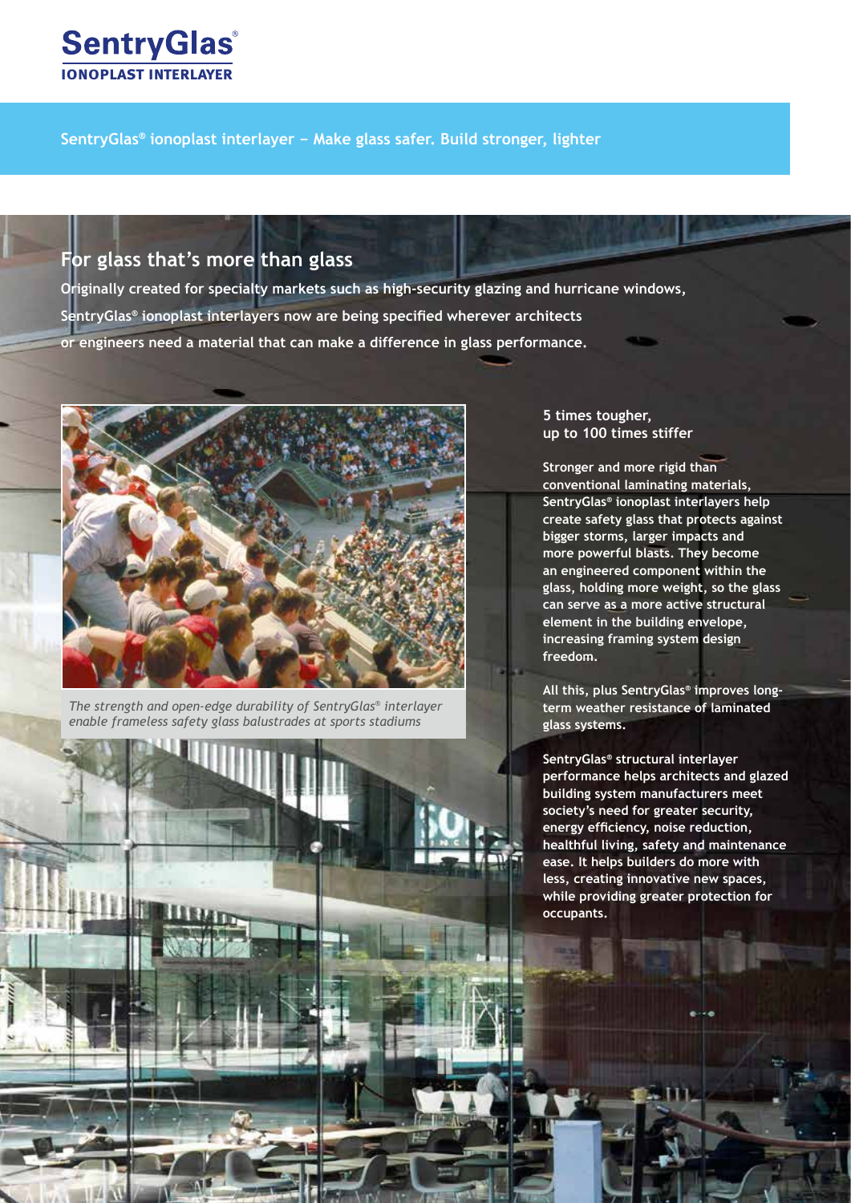**SentryGlas®**
**IONOPLAST INTERLAYER**

**SentryGlas® ionoplast interlayer – Make glass safer. Build stronger, lighter**

## For glass that's more than glass

**Originally created for specialty markets such as high-security glazing and hurricane windows, SentryGlas® ionoplast interlayers now are being specified wherever architects or engineers need a material that can make a difference in glass performance.**

*The strength and open-edge durability of SentryGlas® interlayer enable frameless safety glass balustrades at sports stadiums*

**5 times tougher, up to 100 times stiffer**

Stronger and more rigid than conventional laminating materials, SentryGlas® ionoplast interlayers help create safety glass that protects against bigger storms, larger impacts and more powerful blasts. They become an engineered component within the glass, holding more weight, so the glass can serve as a more active structural element in the building envelope, increasing framing system design freedom.

All this, plus SentryGlas® improves long-term weather resistance of laminated glass systems.

SentryGlas® structural interlayer performance helps architects and glazed building system manufacturers meet society's need for greater security, energy efficiency, noise reduction, healthful living, safety and maintenance ease. It helps builders do more with less, creating innovative new spaces, while providing greater protection for occupants.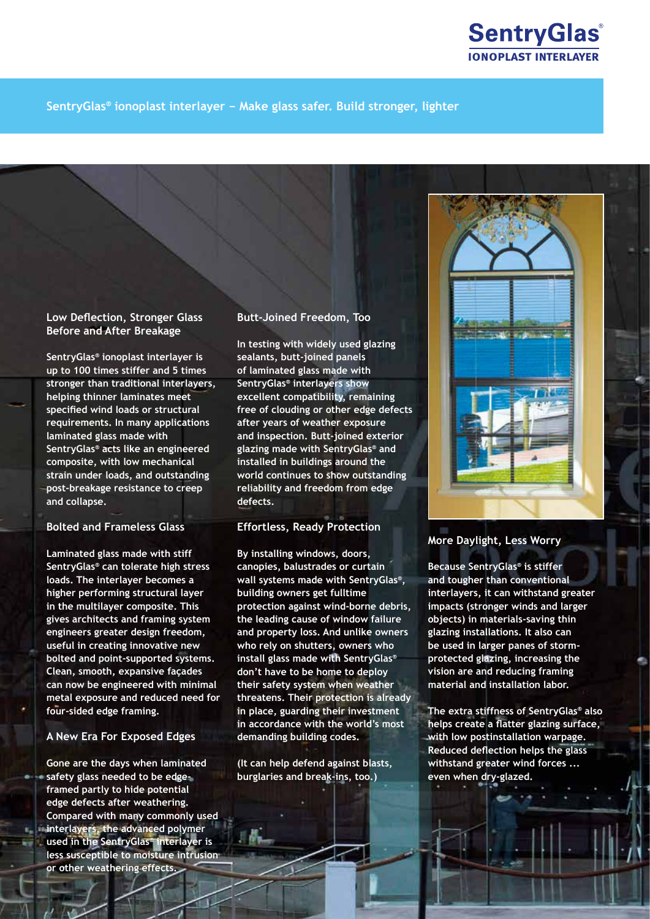# SentryGlas® ionoplast interlayer – Make glass safer. Build stronger, lighter

## Low Deflection, Stronger Glass Before and After Breakage

SentryGlas® ionoplast interlayer is up to 100 times stiffer and 5 times stronger than traditional interlayers, helping thinner laminates meet specified wind loads or structural requirements. In many applications laminated glass made with SentryGlas® acts like an engineered composite, with low mechanical strain under loads, and outstanding post-breakage resistance to creep and collapse.

## Bolted and Frameless Glass

Laminated glass made with stiff SentryGlas® can tolerate high stress loads. The interlayer becomes a higher performing structural layer in the multilayer composite. This gives architects and framing system engineers greater design freedom, useful in creating innovative new bolted and point-supported systems. Clean, smooth, expansive façades can now be engineered with minimal metal exposure and reduced need for four-sided edge framing.

## A New Era For Exposed Edges

Gone are the days when laminated safety glass needed to be edge-framed partly to hide potential edge defects after weathering. Compared with many commonly used interlayers, the advanced polymer used in the SentryGlas® interlayer is less susceptible to moisture intrusion or other weathering effects.

## Butt-Joined Freedom, Too

In testing with widely used glazing sealants, butt-joined panels of laminated glass made with SentryGlas® interlayers show excellent compatibility, remaining free of clouding or other edge defects after years of weather exposure and inspection. Butt-joined exterior glazing made with SentryGlas® and installed in buildings around the world continues to show outstanding reliability and freedom from edge defects.

## Effortless, Ready Protection

By installing windows, doors, canopies, balustrades or curtain wall systems made with SentryGlas®, building owners get fulltime protection against wind-borne debris, the leading cause of window failure and property loss. And unlike owners who rely on shutters, owners who install glass made with SentryGlas® don't have to be home to deploy their safety system when weather threatens. Their protection is already in place, guarding their investment in accordance with the world's most demanding building codes.

(It can help defend against blasts, burglaries and break-ins, too.)

## More Daylight, Less Worry

Because SentryGlas® is stiffer and tougher than conventional interlayers, it can withstand greater impacts (stronger winds and larger objects) in materials-saving thin glazing installations. It also can be used in larger panes of storm-protected glazing, increasing the vision are and reducing framing material and installation labor.

The extra stiffness of SentryGlas® also helps create a flatter glazing surface, with low postinstallation warpage. Reduced deflection helps the glass withstand greater wind forces ... even when dry-glazed.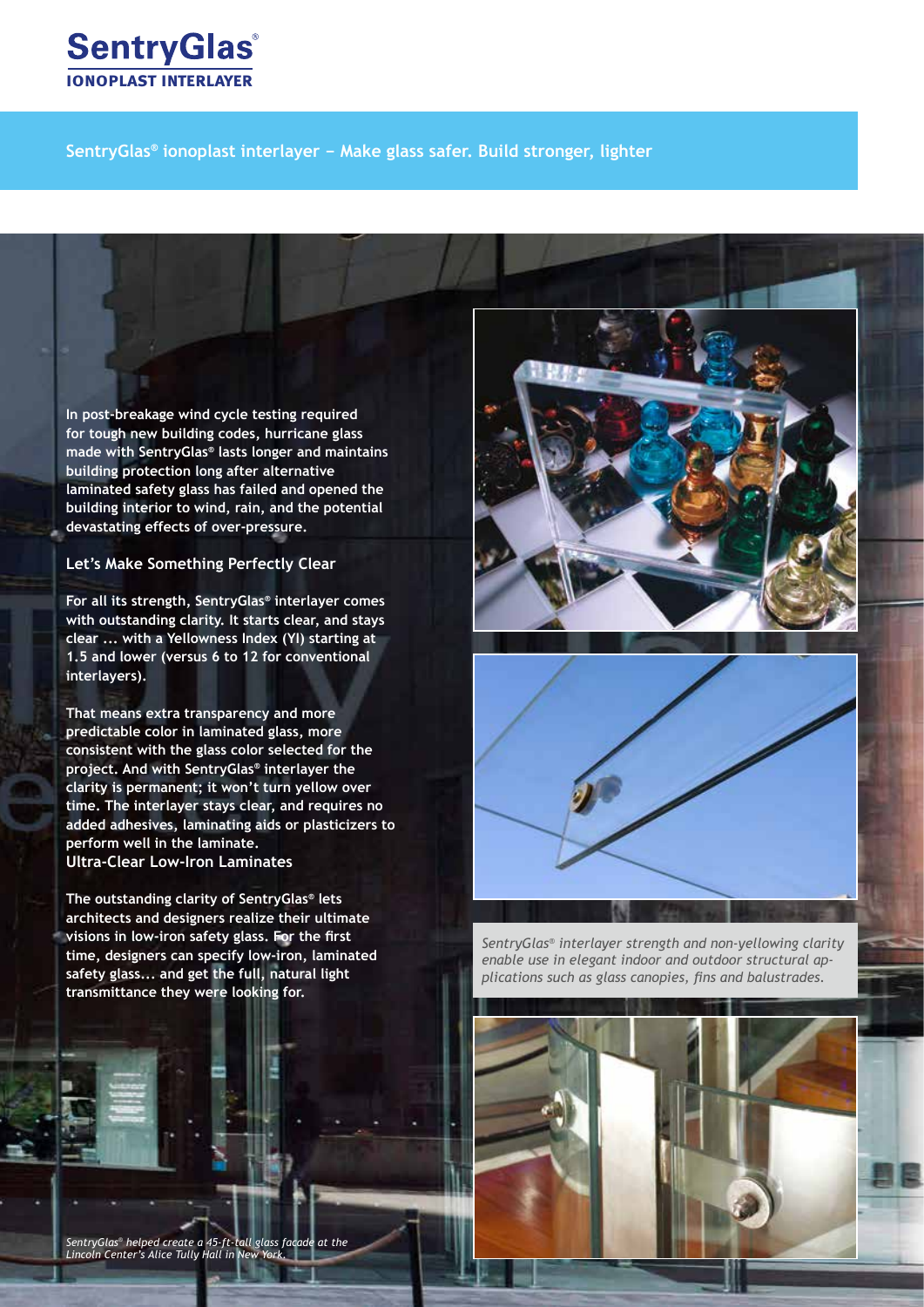# SentryGlas®

**IONOPLAST INTERLAYER**

**SentryGlas® ionoplast interlayer – Make glass safer. Build stronger, lighter**

In post-breakage wind cycle testing required for tough new building codes, hurricane glass made with SentryGlas® lasts longer and maintains building protection long after alternative laminated safety glass has failed and opened the building interior to wind, rain, and the potential devastating effects of over-pressure.

## Let's Make Something Perfectly Clear

For all its strength, SentryGlas® interlayer comes with outstanding clarity. It starts clear, and stays clear ... with a Yellowness Index (YI) starting at 1.5 and lower (versus 6 to 12 for conventional interlayers).

That means extra transparency and more predictable color in laminated glass, more consistent with the glass color selected for the project. And with SentryGlas® interlayer the clarity is permanent; it won't turn yellow over time. The interlayer stays clear, and requires no added adhesives, laminating aids or plasticizers to perform well in the laminate.

## Ultra-Clear Low-Iron Laminates

The outstanding clarity of SentryGlas® lets architects and designers realize their ultimate visions in low-iron safety glass. For the first time, designers can specify low-iron, laminated safety glass... and get the full, natural light transmittance they were looking for.

*SentryGlas® helped create a 45-ft-tall glass façade at the Lincoln Center's Alice Tully Hall in New York.*

*SentryGlas® interlayer strength and non-yellowing clarity enable use in elegant indoor and outdoor structural applications such as glass canopies, fins and balustrades.*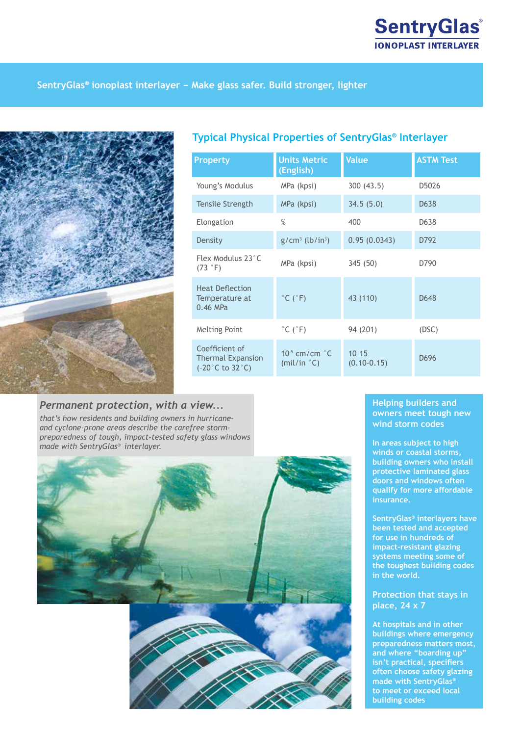SentryGlas®

IONOPLAST INTERLAYER

SentryGlas® ionoplast interlayer – Make glass safer. Build stronger, lighter

## Typical Physical Properties of SentryGlas® Interlayer

| Property | Units Metric (English) | Value | ASTM Test |
|---|---|---|---|
| Young's Modulus | MPa (kpsi) | 300 (43.5) | D5026 |
| Tensile Strength | MPa (kpsi) | 34.5 (5.0) | D638 |
| Elongation | % | 400 | D638 |
| Density | $g/cm^3$ ($lb/in^3$) | 0.95 (0.0343) | D792 |
| Flex Modulus 23˚C (73 ˚F) | MPa (kpsi) | 345 (50) | D790 |
| Heat Deflection Temperature at 0.46 MPa | ˚C (˚F) | 43 (110) | D648 |
| Melting Point | ˚C (˚F) | 94 (201) | (DSC) |
| Coefficient of Thermal Expansion (-20˚C to 32˚C) | $10^{-5}$ cm/cm ˚C (mil/in ˚C) | 10-15 (0.10-0.15) | D696 |

### *Permanent protection, with a view...*

*that's how residents and building owners in hurricane- and cyclone-prone areas describe the carefree storm-preparedness of tough, impact-tested safety glass windows made with SentryGlas® interlayer.*

### Helping builders and owners meet tough new wind storm codes

In areas subject to high winds or coastal storms, building owners who install protective laminated glass doors and windows often qualify for more affordable insurance.

SentryGlas® interlayers have been tested and accepted for use in hundreds of impact-resistant glazing systems meeting some of the toughest building codes in the world.

### Protection that stays in place, 24 x 7

At hospitals and in other buildings where emergency preparedness matters most, and where "boarding up" isn't practical, specifiers often choose safety glazing made with SentryGlas® to meet or exceed local building codes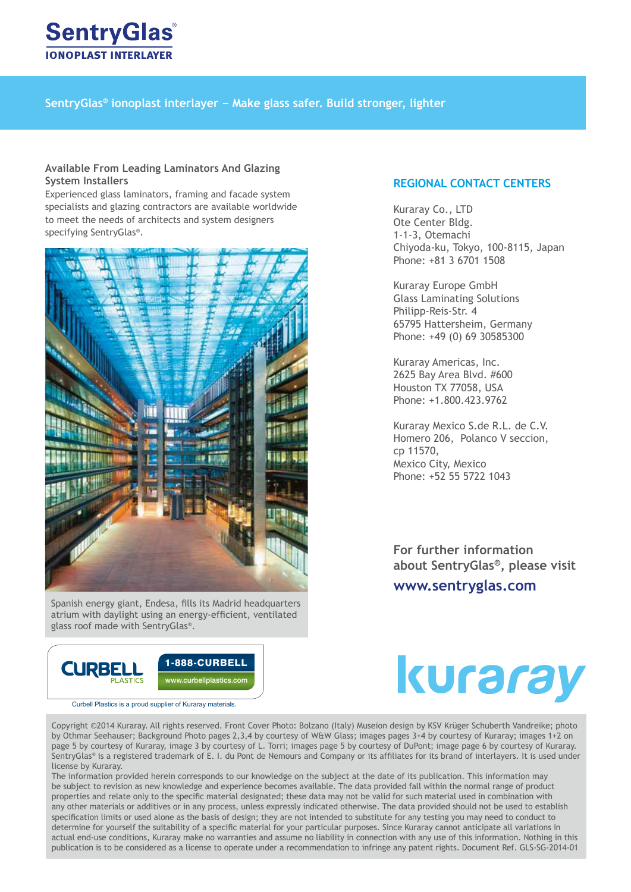# SentryGlas®

**IONOPLAST INTERLAYER**

**SentryGlas® ionoplast interlayer – Make glass safer. Build stronger, lighter**

### Available From Leading Laminators And Glazing System Installers

Experienced glass laminators, framing and facade system specialists and glazing contractors are available worldwide to meet the needs of architects and system designers specifying SentryGlas®.

Spanish energy giant, Endesa, fills its Madrid headquarters atrium with daylight using an energy-efficient, ventilated glass roof made with SentryGlas®.

CURBELL PLASTICS

1-888-CURBELL

www.curbellplastics.com

Curbell Plastics is a proud supplier of Kuraray materials.

## REGIONAL CONTACT CENTERS

Kuraray Co., LTD
Ote Center Bldg.
1-1-3, Otemachi
Chiyoda-ku, Tokyo, 100-8115, Japan
Phone: +81 3 6701 1508

Kuraray Europe GmbH
Glass Laminating Solutions
Philipp-Reis-Str. 4
65795 Hattersheim, Germany
Phone: +49 (0) 69 30585300

Kuraray Americas, Inc.
2625 Bay Area Blvd. #600
Houston TX 77058, USA
Phone: +1.800.423.9762

Kuraray Mexico S.de R.L. de C.V.
Homero 206, Polanco V seccion,
cp 11570,
Mexico City, Mexico
Phone: +52 55 5722 1043

**For further information about SentryGlas®, please visit**

**www.sentryglas.com**

kuraray

Copyright ©2014 Kuraray. All rights reserved. Front Cover Photo: Bolzano (Italy) Museion design by KSV Krüger Schuberth Vandreike; photo by Othmar Seehauser; Background Photo pages 2,3,4 by courtesy of W&W Glass; images pages 3+4 by courtesy of Kuraray; images 1+2 on page 5 by courtesy of Kuraray, image 3 by courtesy of L. Torri; images page 5 by courtesy of DuPont; image page 6 by courtesy of Kuraray. SentryGlas® is a registered trademark of E. I. du Pont de Nemours and Company or its affiliates for its brand of interlayers. It is used under license by Kuraray.
The information provided herein corresponds to our knowledge on the subject at the date of its publication. This information may be subject to revision as new knowledge and experience becomes available. The data provided fall within the normal range of product properties and relate only to the specific material designated; these data may not be valid for such material used in combination with any other materials or additives or in any process, unless expressly indicated otherwise. The data provided should not be used to establish specification limits or used alone as the basis of design; they are not intended to substitute for any testing you may need to conduct to determine for yourself the suitability of a specific material for your particular purposes. Since Kuraray cannot anticipate all variations in actual end-use conditions, Kuraray make no warranties and assume no liability in connection with any use of this information. Nothing in this publication is to be considered as a license to operate under a recommendation to infringe any patent rights. Document Ref. GLS-SG-2014-01